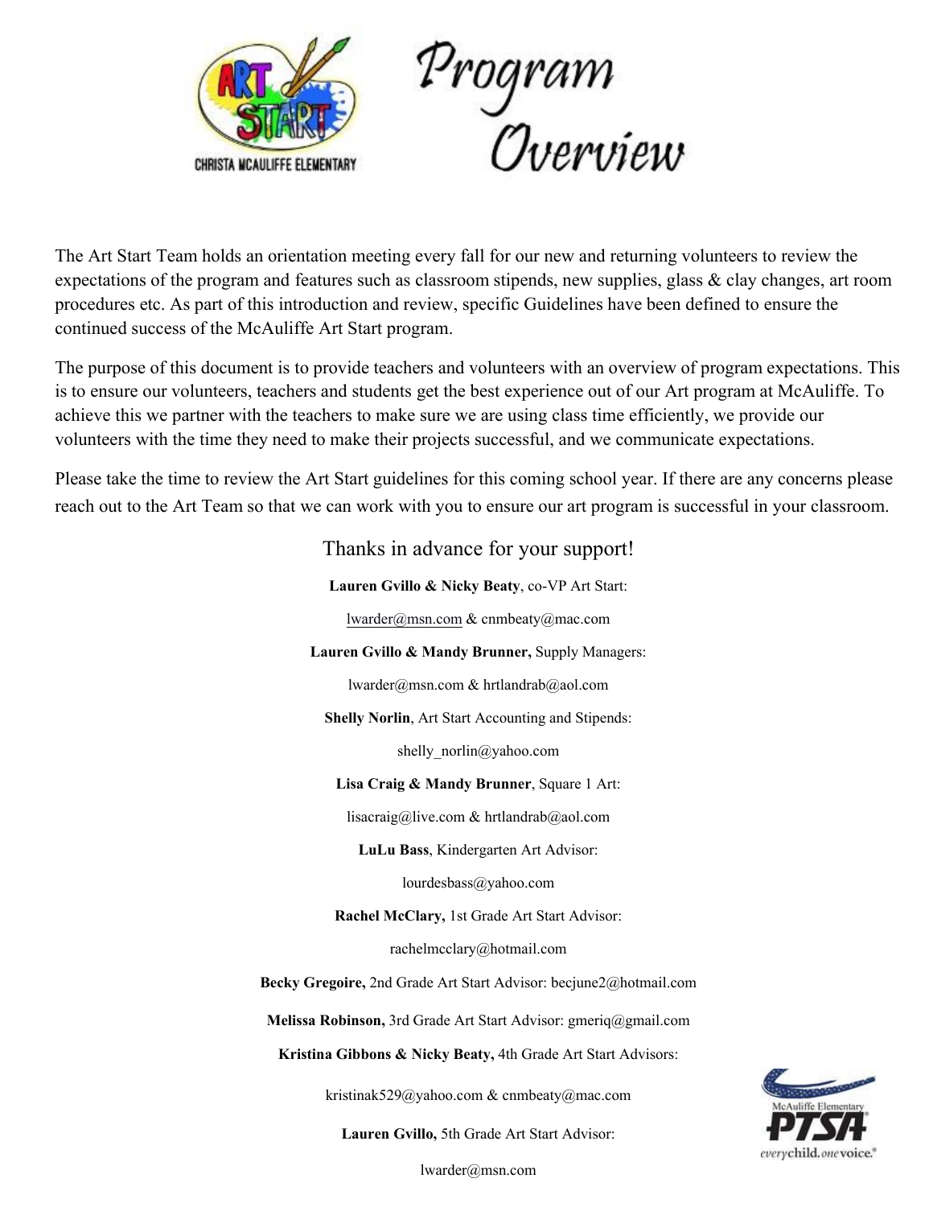# Program Overview

The Art Start Team holds an orientation meeting every fall for our new and returning volunteers to review the expectations of the program and features such as classroom stipends, new supplies, glass & clay changes, art room procedures etc. As part of this introduction and review, specific Guidelines have been defined to ensure the continued success of the McAuliffe Art Start program.

The purpose of this document is to provide teachers and volunteers with an overview of program expectations. This is to ensure our volunteers, teachers and students get the best experience out of our Art program at McAuliffe. To achieve this we partner with the teachers to make sure we are using class time efficiently, we provide our volunteers with the time they need to make their projects successful, and we communicate expectations.

Please take the time to review the Art Start guidelines for this coming school year. If there are any concerns please reach out to the Art Team so that we can work with you to ensure our art program is successful in your classroom.

Thanks in advance for your support!

**Lauren Gvillo & Nicky Beaty**, co-VP Art Start:

lwarder@msn.com & cnmbeaty@mac.com

**Lauren Gvillo & Mandy Brunner,** Supply Managers:

lwarder@msn.com & hrtlandrab@aol.com

**Shelly Norlin**, Art Start Accounting and Stipends:

shelly_norlin@yahoo.com

**Lisa Craig & Mandy Brunner**, Square 1 Art:

lisacraig@live.com & hrtlandrab@aol.com

**LuLu Bass**, Kindergarten Art Advisor:

lourdesbass@yahoo.com

**Rachel McClary,** 1st Grade Art Start Advisor:

rachelmcclary@hotmail.com

**Becky Gregoire,** 2nd Grade Art Start Advisor: becjune2@hotmail.com

**Melissa Robinson,** 3rd Grade Art Start Advisor: gmeriq@gmail.com

**Kristina Gibbons & Nicky Beaty,** 4th Grade Art Start Advisors:

kristinak529@yahoo.com & cnmbeaty@mac.com

**Lauren Gvillo,** 5th Grade Art Start Advisor:

lwarder@msn.com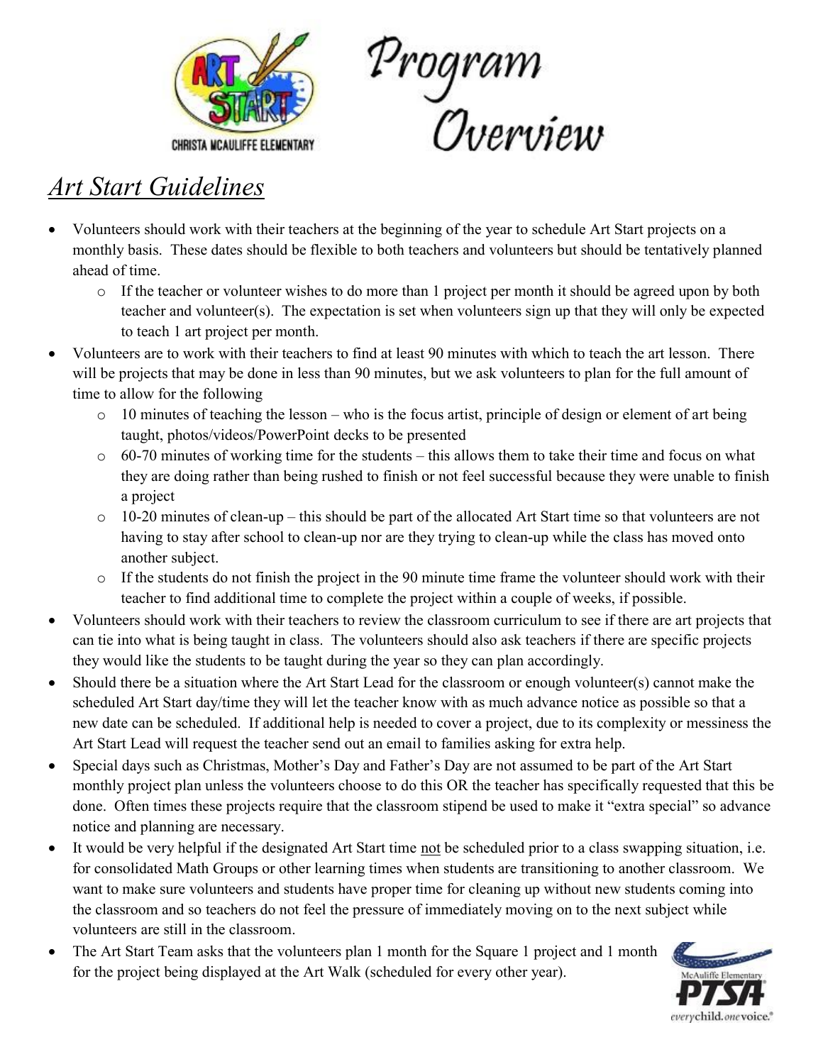# Program Overview

## *Art Start Guidelines*

- Volunteers should work with their teachers at the beginning of the year to schedule Art Start projects on a monthly basis. These dates should be flexible to both teachers and volunteers but should be tentatively planned ahead of time.
  - If the teacher or volunteer wishes to do more than 1 project per month it should be agreed upon by both teacher and volunteer(s). The expectation is set when volunteers sign up that they will only be expected to teach 1 art project per month.
- Volunteers are to work with their teachers to find at least 90 minutes with which to teach the art lesson. There will be projects that may be done in less than 90 minutes, but we ask volunteers to plan for the full amount of time to allow for the following
  - 10 minutes of teaching the lesson – who is the focus artist, principle of design or element of art being taught, photos/videos/PowerPoint decks to be presented
  - 60-70 minutes of working time for the students – this allows them to take their time and focus on what they are doing rather than being rushed to finish or not feel successful because they were unable to finish a project
  - 10-20 minutes of clean-up – this should be part of the allocated Art Start time so that volunteers are not having to stay after school to clean-up nor are they trying to clean-up while the class has moved onto another subject.
  - If the students do not finish the project in the 90 minute time frame the volunteer should work with their teacher to find additional time to complete the project within a couple of weeks, if possible.
- Volunteers should work with their teachers to review the classroom curriculum to see if there are art projects that can tie into what is being taught in class. The volunteers should also ask teachers if there are specific projects they would like the students to be taught during the year so they can plan accordingly.
- Should there be a situation where the Art Start Lead for the classroom or enough volunteer(s) cannot make the scheduled Art Start day/time they will let the teacher know with as much advance notice as possible so that a new date can be scheduled. If additional help is needed to cover a project, due to its complexity or messiness the Art Start Lead will request the teacher send out an email to families asking for extra help.
- Special days such as Christmas, Mother's Day and Father's Day are not assumed to be part of the Art Start monthly project plan unless the volunteers choose to do this OR the teacher has specifically requested that this be done. Often times these projects require that the classroom stipend be used to make it "extra special" so advance notice and planning are necessary.
- It would be very helpful if the designated Art Start time <u>not</u> be scheduled prior to a class swapping situation, i.e. for consolidated Math Groups or other learning times when students are transitioning to another classroom. We want to make sure volunteers and students have proper time for cleaning up without new students coming into the classroom and so teachers do not feel the pressure of immediately moving on to the next subject while volunteers are still in the classroom.
- The Art Start Team asks that the volunteers plan 1 month for the Square 1 project and 1 month for the project being displayed at the Art Walk (scheduled for every other year).